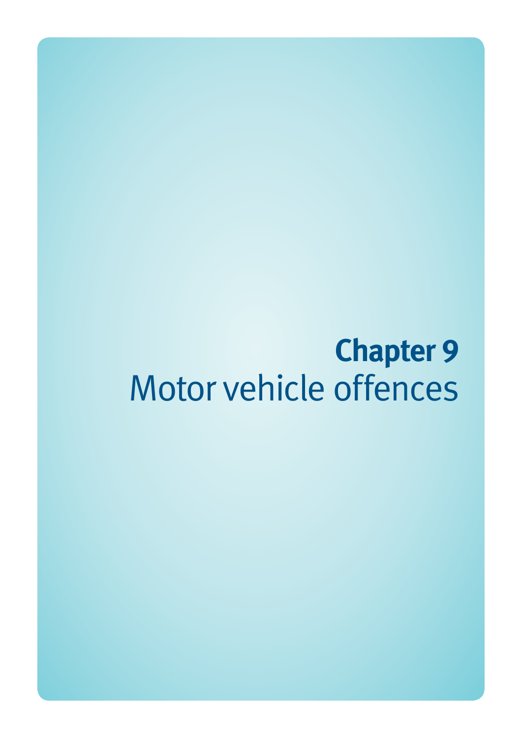# Chapter 9
Motor vehicle offences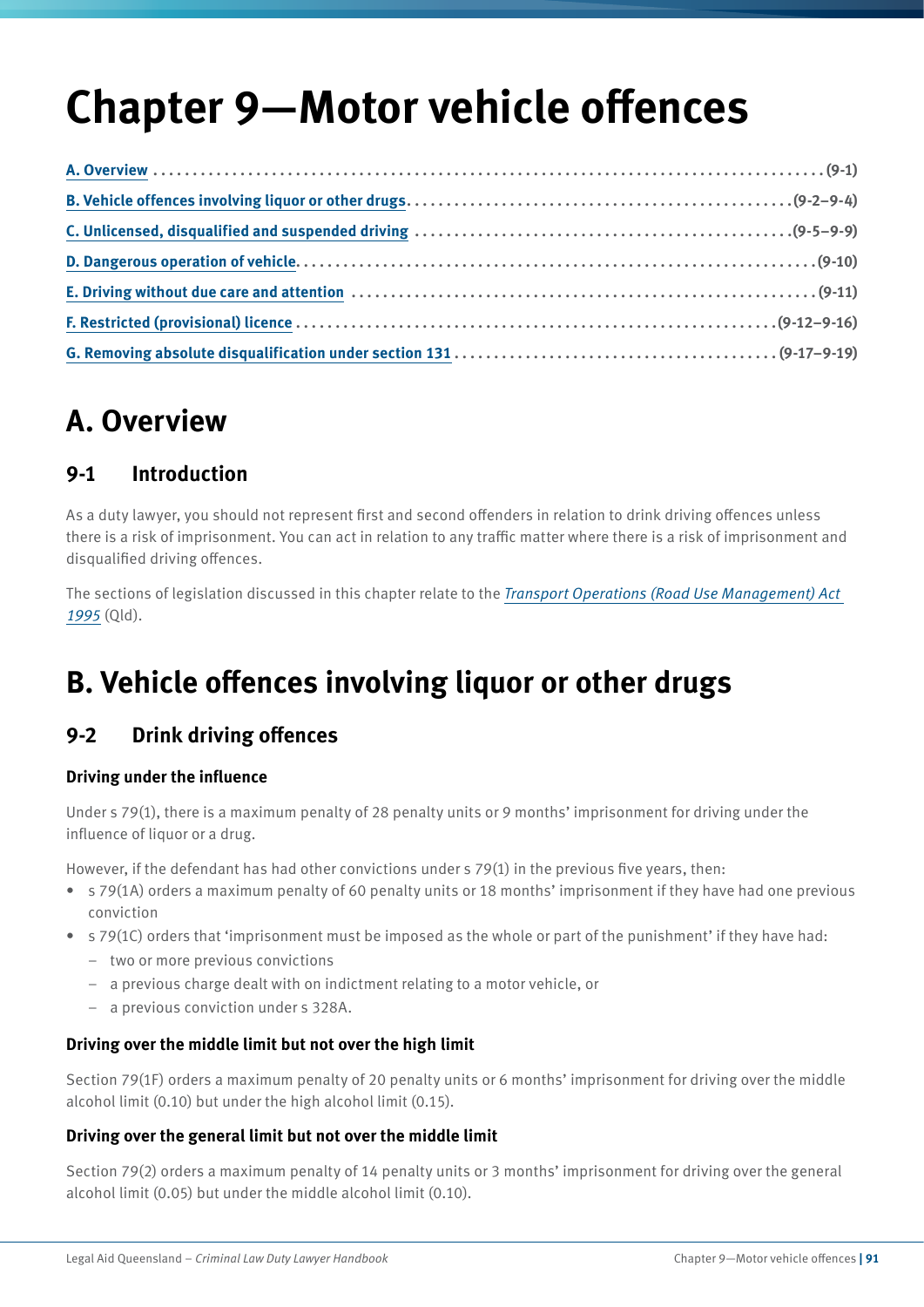# Chapter 9—Motor vehicle offences

- A. Overview ....................................................................................(9-1)
- B. Vehicle offences involving liquor or other drugs.................................................(9-2–9-4)
- C. Unlicensed, disqualified and suspended driving ..........................................(9-5–9-9)
- D. Dangerous operation of vehicle.......................................................................(9-10)
- E. Driving without due care and attention ...................................................................(9-11)
- F. Restricted (provisional) licence ...............................................................(9-12–9-16)
- G. Removing absolute disqualification under section 131 ...........................................(9-17–9-19)

## A. Overview

### 9-1 Introduction

As a duty lawyer, you should not represent first and second offenders in relation to drink driving offences unless there is a risk of imprisonment. You can act in relation to any traffic matter where there is a risk of imprisonment and disqualified driving offences.

The sections of legislation discussed in this chapter relate to the *Transport Operations (Road Use Management) Act 1995* (Qld).

## B. Vehicle offences involving liquor or other drugs

### 9-2 Drink driving offences

#### Driving under the influence

Under s 79(1), there is a maximum penalty of 28 penalty units or 9 months' imprisonment for driving under the influence of liquor or a drug.

However, if the defendant has had other convictions under s 79(1) in the previous five years, then:

- s 79(1A) orders a maximum penalty of 60 penalty units or 18 months' imprisonment if they have had one previous conviction
- s 79(1C) orders that 'imprisonment must be imposed as the whole or part of the punishment' if they have had:
  - two or more previous convictions
  - a previous charge dealt with on indictment relating to a motor vehicle, or
  - a previous conviction under s 328A.

#### Driving over the middle limit but not over the high limit

Section 79(1F) orders a maximum penalty of 20 penalty units or 6 months' imprisonment for driving over the middle alcohol limit (0.10) but under the high alcohol limit (0.15).

#### Driving over the general limit but not over the middle limit

Section 79(2) orders a maximum penalty of 14 penalty units or 3 months' imprisonment for driving over the general alcohol limit (0.05) but under the middle alcohol limit (0.10).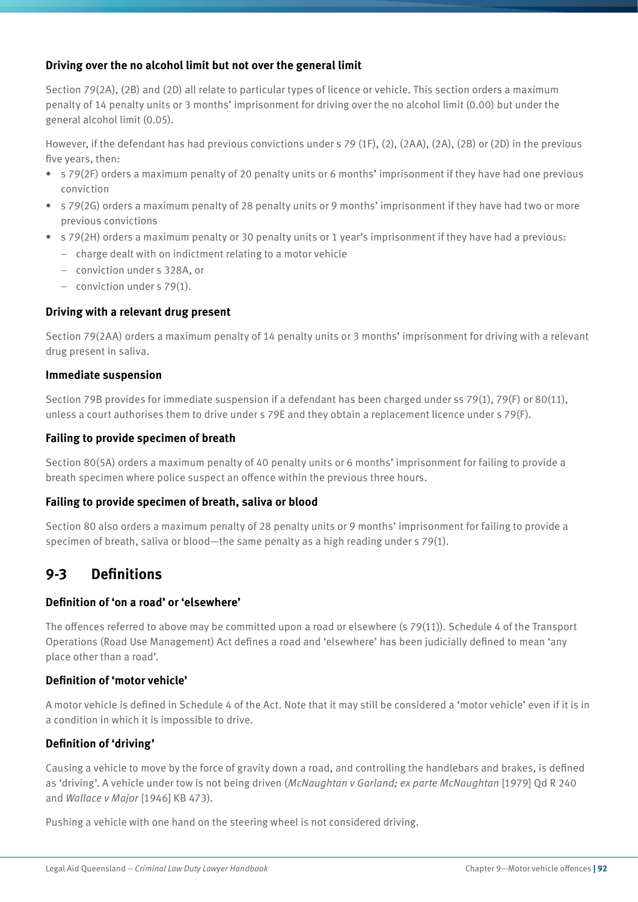### Driving over the no alcohol limit but not over the general limit

Section 79(2A), (2B) and (2D) all relate to particular types of licence or vehicle. This section orders a maximum penalty of 14 penalty units or 3 months' imprisonment for driving over the no alcohol limit (0.00) but under the general alcohol limit (0.05).

However, if the defendant has had previous convictions under s 79 (1F), (2), (2AA), (2A), (2B) or (2D) in the previous five years, then:

- s 79(2F) orders a maximum penalty of 20 penalty units or 6 months' imprisonment if they have had one previous conviction
- s 79(2G) orders a maximum penalty of 28 penalty units or 9 months' imprisonment if they have had two or more previous convictions
- s 79(2H) orders a maximum penalty or 30 penalty units or 1 year's imprisonment if they have had a previous:
  - charge dealt with on indictment relating to a motor vehicle
  - conviction under s 328A, or
  - conviction under s 79(1).

### Driving with a relevant drug present

Section 79(2AA) orders a maximum penalty of 14 penalty units or 3 months' imprisonment for driving with a relevant drug present in saliva.

### Immediate suspension

Section 79B provides for immediate suspension if a defendant has been charged under ss 79(1), 79(F) or 80(11), unless a court authorises them to drive under s 79E and they obtain a replacement licence under s 79(F).

### Failing to provide specimen of breath

Section 80(5A) orders a maximum penalty of 40 penalty units or 6 months' imprisonment for failing to provide a breath specimen where police suspect an offence within the previous three hours.

### Failing to provide specimen of breath, saliva or blood

Section 80 also orders a maximum penalty of 28 penalty units or 9 months' imprisonment for failing to provide a specimen of breath, saliva or blood—the same penalty as a high reading under s 79(1).

## 9-3 Definitions

### Definition of 'on a road' or 'elsewhere'

The offences referred to above may be committed upon a road or elsewhere (s 79(11)). Schedule 4 of the Transport Operations (Road Use Management) Act defines a road and 'elsewhere' has been judicially defined to mean 'any place other than a road'.

### Definition of 'motor vehicle'

A motor vehicle is defined in Schedule 4 of the Act. Note that it may still be considered a 'motor vehicle' even if it is in a condition in which it is impossible to drive.

### Definition of 'driving'

Causing a vehicle to move by the force of gravity down a road, and controlling the handlebars and brakes, is defined as 'driving'. A vehicle under tow is not being driven (*McNaughtan v Garland; ex parte McNaughtan* [1979] Qd R 240 and *Wallace v Major* [1946] KB 473).

Pushing a vehicle with one hand on the steering wheel is not considered driving.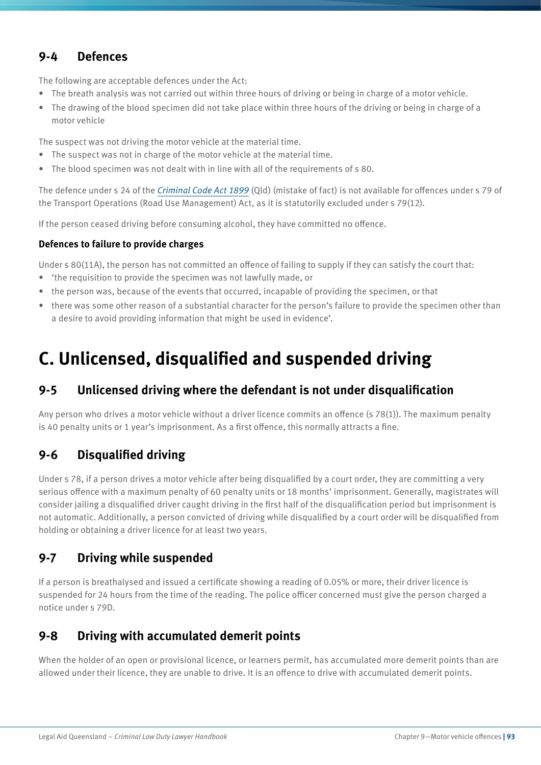## 9-4 Defences

The following are acceptable defences under the Act:

- The breath analysis was not carried out within three hours of driving or being in charge of a motor vehicle.
- The drawing of the blood specimen did not take place within three hours of the driving or being in charge of a motor vehicle

The suspect was not driving the motor vehicle at the material time.

- The suspect was not in charge of the motor vehicle at the material time.
- The blood specimen was not dealt with in line with all of the requirements of s 80.

The defence under s 24 of the *Criminal Code Act 1899* (Qld) (mistake of fact) is not available for offences under s 79 of the Transport Operations (Road Use Management) Act, as it is statutorily excluded under s 79(12).

If the person ceased driving before consuming alcohol, they have committed no offence.

### Defences to failure to provide charges

Under s 80(11A), the person has not committed an offence of failing to supply if they can satisfy the court that:

- 'the requisition to provide the specimen was not lawfully made, or
- the person was, because of the events that occurred, incapable of providing the specimen, or that
- there was some other reason of a substantial character for the person's failure to provide the specimen other than a desire to avoid providing information that might be used in evidence'.

# C. Unlicensed, disqualified and suspended driving

## 9-5 Unlicensed driving where the defendant is not under disqualification

Any person who drives a motor vehicle without a driver licence commits an offence (s 78(1)). The maximum penalty is 40 penalty units or 1 year's imprisonment. As a first offence, this normally attracts a fine.

## 9-6 Disqualified driving

Under s 78, if a person drives a motor vehicle after being disqualified by a court order, they are committing a very serious offence with a maximum penalty of 60 penalty units or 18 months' imprisonment. Generally, magistrates will consider jailing a disqualified driver caught driving in the first half of the disqualification period but imprisonment is not automatic. Additionally, a person convicted of driving while disqualified by a court order will be disqualified from holding or obtaining a driver licence for at least two years.

## 9-7 Driving while suspended

If a person is breathalysed and issued a certificate showing a reading of 0.05% or more, their driver licence is suspended for 24 hours from the time of the reading. The police officer concerned must give the person charged a notice under s 79D.

## 9-8 Driving with accumulated demerit points

When the holder of an open or provisional licence, or learners permit, has accumulated more demerit points than are allowed under their licence, they are unable to drive. It is an offence to drive with accumulated demerit points.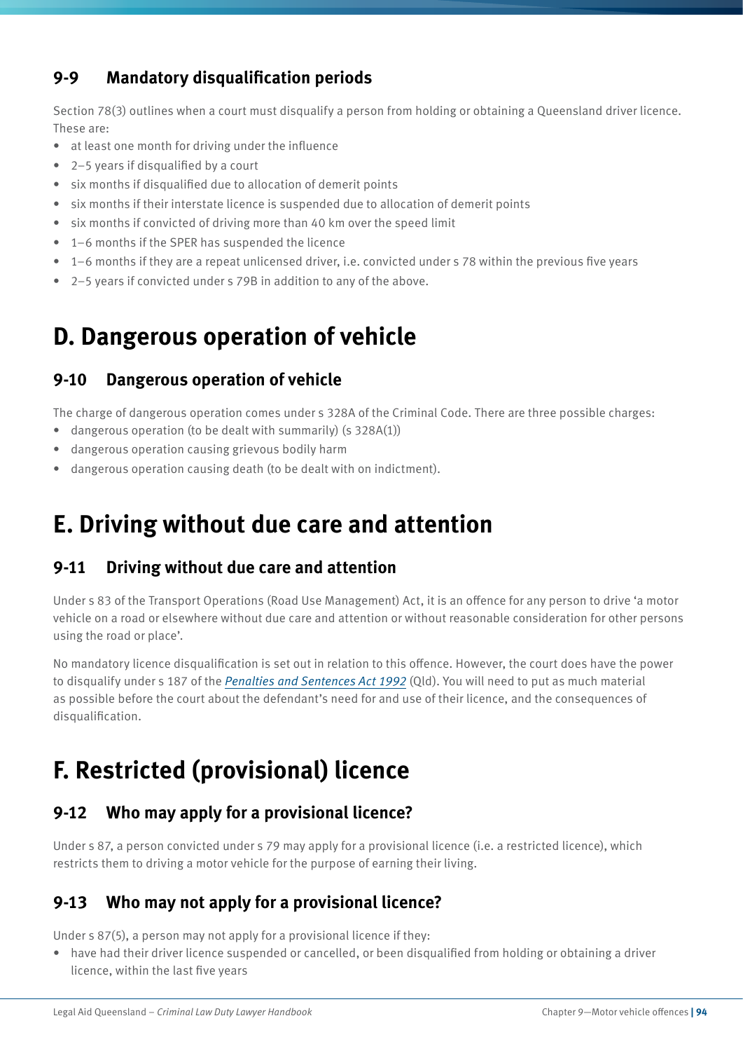### 9-9 Mandatory disqualification periods

Section 78(3) outlines when a court must disqualify a person from holding or obtaining a Queensland driver licence. These are:

- at least one month for driving under the influence
- 2–5 years if disqualified by a court
- six months if disqualified due to allocation of demerit points
- six months if their interstate licence is suspended due to allocation of demerit points
- six months if convicted of driving more than 40 km over the speed limit
- 1–6 months if the SPER has suspended the licence
- 1–6 months if they are a repeat unlicensed driver, i.e. convicted under s 78 within the previous five years
- 2–5 years if convicted under s 79B in addition to any of the above.

## D. Dangerous operation of vehicle

### 9-10 Dangerous operation of vehicle

The charge of dangerous operation comes under s 328A of the Criminal Code. There are three possible charges:

- dangerous operation (to be dealt with summarily) (s 328A(1))
- dangerous operation causing grievous bodily harm
- dangerous operation causing death (to be dealt with on indictment).

## E. Driving without due care and attention

### 9-11 Driving without due care and attention

Under s 83 of the Transport Operations (Road Use Management) Act, it is an offence for any person to drive 'a motor vehicle on a road or elsewhere without due care and attention or without reasonable consideration for other persons using the road or place'.

No mandatory licence disqualification is set out in relation to this offence. However, the court does have the power to disqualify under s 187 of the *Penalties and Sentences Act 1992* (Qld). You will need to put as much material as possible before the court about the defendant's need for and use of their licence, and the consequences of disqualification.

## F. Restricted (provisional) licence

### 9-12 Who may apply for a provisional licence?

Under s 87, a person convicted under s 79 may apply for a provisional licence (i.e. a restricted licence), which restricts them to driving a motor vehicle for the purpose of earning their living.

### 9-13 Who may not apply for a provisional licence?

Under s 87(5), a person may not apply for a provisional licence if they:

- have had their driver licence suspended or cancelled, or been disqualified from holding or obtaining a driver licence, within the last five years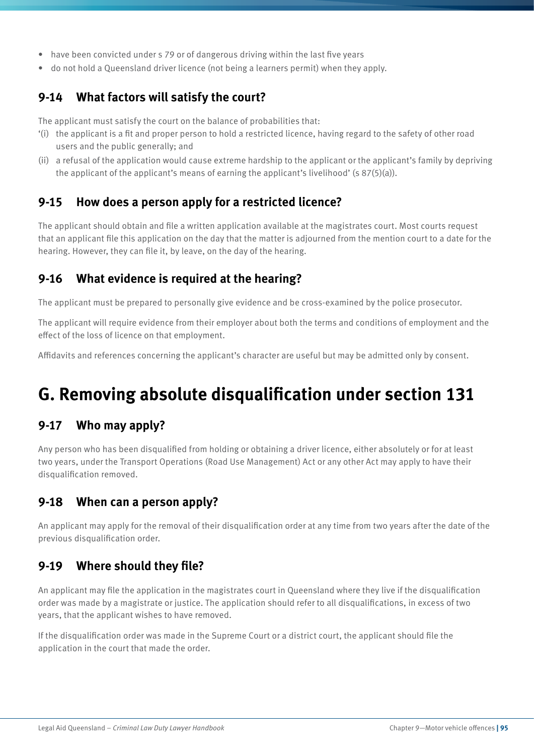- have been convicted under s 79 or of dangerous driving within the last five years
- do not hold a Queensland driver licence (not being a learners permit) when they apply.

### 9-14 What factors will satisfy the court?

The applicant must satisfy the court on the balance of probabilities that:

'(i) the applicant is a fit and proper person to hold a restricted licence, having regard to the safety of other road users and the public generally; and

(ii) a refusal of the application would cause extreme hardship to the applicant or the applicant's family by depriving the applicant of the applicant's means of earning the applicant's livelihood' (s 87(5)(a)).

### 9-15 How does a person apply for a restricted licence?

The applicant should obtain and file a written application available at the magistrates court. Most courts request that an applicant file this application on the day that the matter is adjourned from the mention court to a date for the hearing. However, they can file it, by leave, on the day of the hearing.

### 9-16 What evidence is required at the hearing?

The applicant must be prepared to personally give evidence and be cross-examined by the police prosecutor.

The applicant will require evidence from their employer about both the terms and conditions of employment and the effect of the loss of licence on that employment.

Affidavits and references concerning the applicant's character are useful but may be admitted only by consent.

## G. Removing absolute disqualification under section 131

### 9-17 Who may apply?

Any person who has been disqualified from holding or obtaining a driver licence, either absolutely or for at least two years, under the Transport Operations (Road Use Management) Act or any other Act may apply to have their disqualification removed.

### 9-18 When can a person apply?

An applicant may apply for the removal of their disqualification order at any time from two years after the date of the previous disqualification order.

### 9-19 Where should they file?

An applicant may file the application in the magistrates court in Queensland where they live if the disqualification order was made by a magistrate or justice. The application should refer to all disqualifications, in excess of two years, that the applicant wishes to have removed.

If the disqualification order was made in the Supreme Court or a district court, the applicant should file the application in the court that made the order.